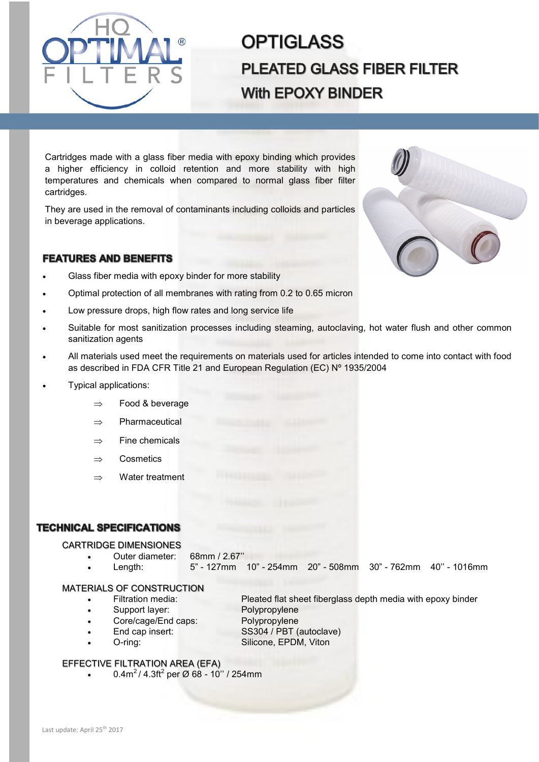# OPTIGLASS

## PLEATED GLASS FIBER FILTER

## With EPOXY BINDER

Cartridges made with a glass fiber media with epoxy binding which provides a higher efficiency in colloid retention and more stability with high temperatures and chemicals when compared to normal glass fiber filter cartridges.

They are used in the removal of contaminants including colloids and particles in beverage applications.

### FEATURES AND BENEFITS

- Glass fiber media with epoxy binder for more stability
- Optimal protection of all membranes with rating from 0.2 to 0.65 micron
- Low pressure drops, high flow rates and long service life
- Suitable for most sanitization processes including steaming, autoclaving, hot water flush and other common sanitization agents
- All materials used meet the requirements on materials used for articles intended to come into contact with food as described in FDA CFR Title 21 and European Regulation (EC) Nº 1935/2004
- Typical applications:
  - ⇒ Food & beverage
  - ⇒ Pharmaceutical
  - ⇒ Fine chemicals
  - ⇒ Cosmetics
  - ⇒ Water treatment

### TECHNICAL SPECIFICATIONS

#### CARTRIDGE DIMENSIONES

- Outer diameter: 68mm / 2.67''
- Length: 5" - 127mm 10" - 254mm 20" - 508mm 30" - 762mm 40'' - 1016mm

#### MATERIALS OF CONSTRUCTION

- Filtration media: Pleated flat sheet fiberglass depth media with epoxy binder
- Support layer: Polypropylene
- Core/cage/End caps: Polypropylene
- End cap insert: SS304 / PBT (autoclave)
- O-ring: Silicone, EPDM, Viton

#### EFFECTIVE FILTRATION AREA (EFA)

- $0.4m^2$ / $4.3ft^2$ per Ø 68 - 10'' / 254mm

Last update: April 25th 2017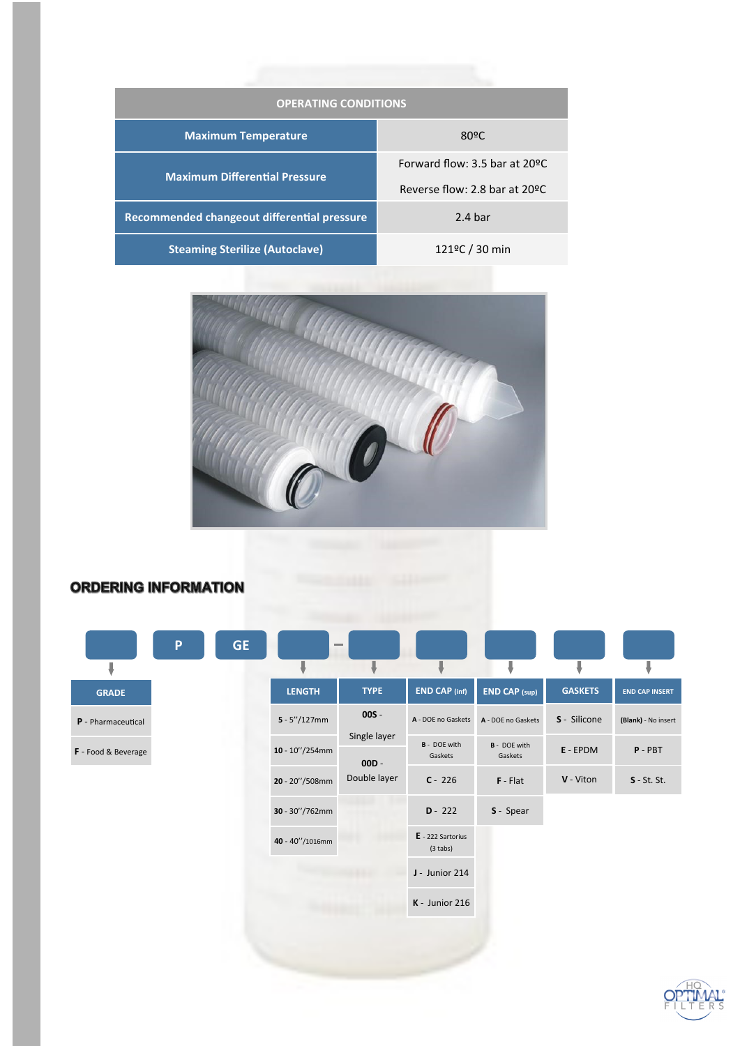| OPERATING CONDITIONS | |
|---|---|
| Maximum Temperature | 80ºC |
| Maximum Differential Pressure | Forward flow: 3.5 bar at 20ºC<br>Reverse flow: 2.8 bar at 20ºC |
| Recommended changeout differential pressure | 2.4 bar |
| Steaming Sterilize (Autoclave) | 121ºC / 30 min |

## ORDERING INFORMATION

| | P | GE | | – | | | | |
|---|---|---|---|---|---|---|---|---|

| GRADE | LENGTH | TYPE | END CAP (inf) | END CAP (sup) | GASKETS | END CAP INSERT |
|---|---|---|---|---|---|---|
| **P** - Pharmaceutical | **5** - 5''/127mm | **00S** - Single layer | **A** - DOE no Gaskets | **A** - DOE no Gaskets | **S** - Silicone | **(Blank)** - No insert |
| **F** - Food & Beverage | **10** - 10''/254mm | **00D** - Double layer | **B** - DOE with Gaskets | **B** - DOE with Gaskets | **E** - EPDM | **P** - PBT |
| | **20** - 20''/508mm | | **C** - 226 | **F** - Flat | **V** - Viton | **S** - St. St. |
| | **30** - 30''/762mm | | **D** - 222 | **S** - Spear | | |
| | **40** - 40''/1016mm | | **E** - 222 Sartorius (3 tabs) | | | |
| | | | **J** - Junior 214 | | | |
| | | | **K** - Junior 216 | | | |